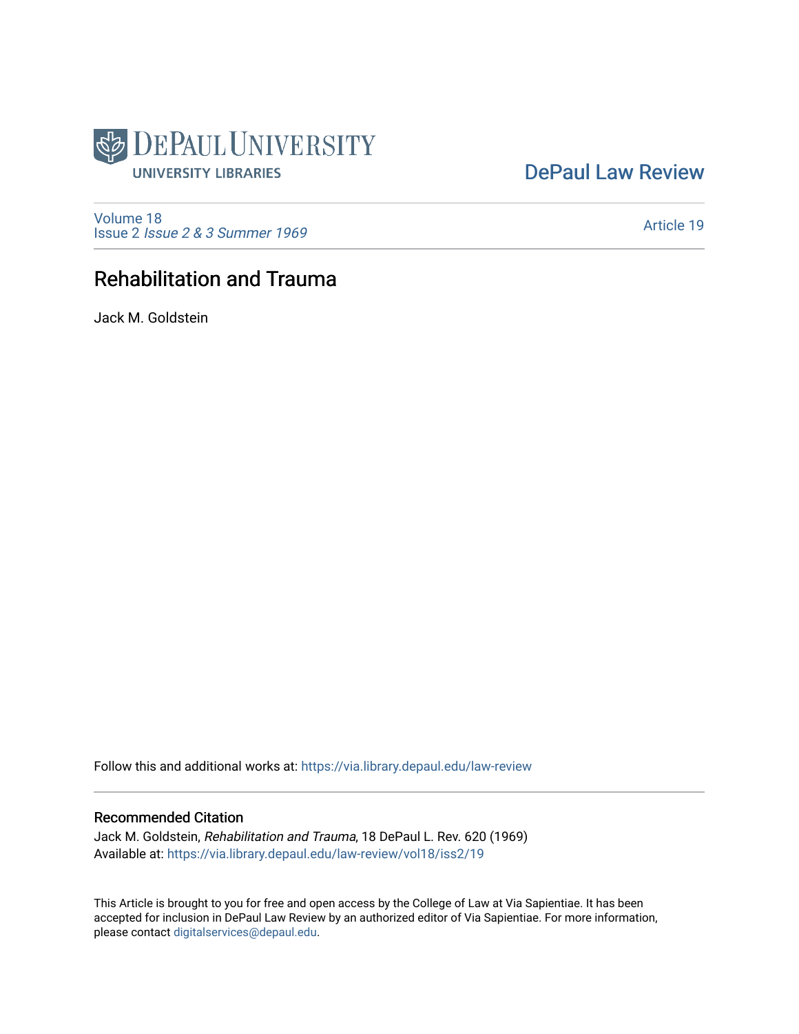DePaul University Libraries

DePaul Law Review

Volume 18
Issue 2 *Issue 2 & 3 Summer 1969*

Article 19

# Rehabilitation and Trauma

Jack M. Goldstein

Follow this and additional works at: https://via.library.depaul.edu/law-review

## Recommended Citation

Jack M. Goldstein, *Rehabilitation and Trauma*, 18 DePaul L. Rev. 620 (1969)
Available at: https://via.library.depaul.edu/law-review/vol18/iss2/19

This Article is brought to you for free and open access by the College of Law at Via Sapientiae. It has been accepted for inclusion in DePaul Law Review by an authorized editor of Via Sapientiae. For more information, please contact digitalservices@depaul.edu.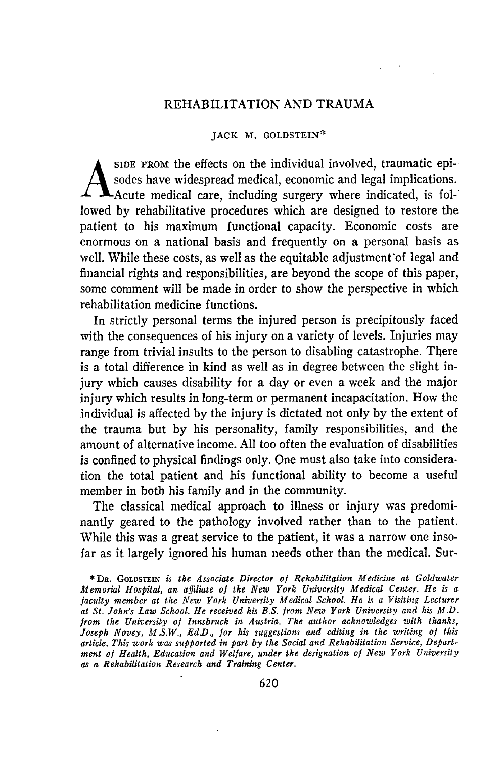# REHABILITATION AND TRAUMA

JACK M. GOLDSTEIN*

ASIDE FROM the effects on the individual involved, traumatic episodes have widespread medical, economic and legal implications. Acute medical care, including surgery where indicated, is followed by rehabilitative procedures which are designed to restore the patient to his maximum functional capacity. Economic costs are enormous on a national basis and frequently on a personal basis as well. While these costs, as well as the equitable adjustment of legal and financial rights and responsibilities, are beyond the scope of this paper, some comment will be made in order to show the perspective in which rehabilitation medicine functions.

In strictly personal terms the injured person is precipitously faced with the consequences of his injury on a variety of levels. Injuries may range from trivial insults to the person to disabling catastrophe. There is a total difference in kind as well as in degree between the slight injury which causes disability for a day or even a week and the major injury which results in long-term or permanent incapacitation. How the individual is affected by the injury is dictated not only by the extent of the trauma but by his personality, family responsibilities, and the amount of alternative income. All too often the evaluation of disabilities is confined to physical findings only. One must also take into consideration the total patient and his functional ability to become a useful member in both his family and in the community.

The classical medical approach to illness or injury was predominantly geared to the pathology involved rather than to the patient. While this was a great service to the patient, it was a narrow one insofar as it largely ignored his human needs other than the medical. Sur-

\* DR. GOLDSTEIN *is the Associate Director of Rehabilitation Medicine at Goldwater Memorial Hospital, an affiliate of the New York University Medical Center. He is a faculty member at the New York University Medical School. He is a Visiting Lecturer at St. John's Law School. He received his B.S. from New York University and his M.D. from the University of Innsbruck in Austria. The author acknowledges with thanks, Joseph Novey, M.S.W., Ed.D., for his suggestions and editing in the writing of this article. This work was supported in part by the Social and Rehabilitation Service, Department of Health, Education and Welfare, under the designation of New York University as a Rehabilitation Research and Training Center.*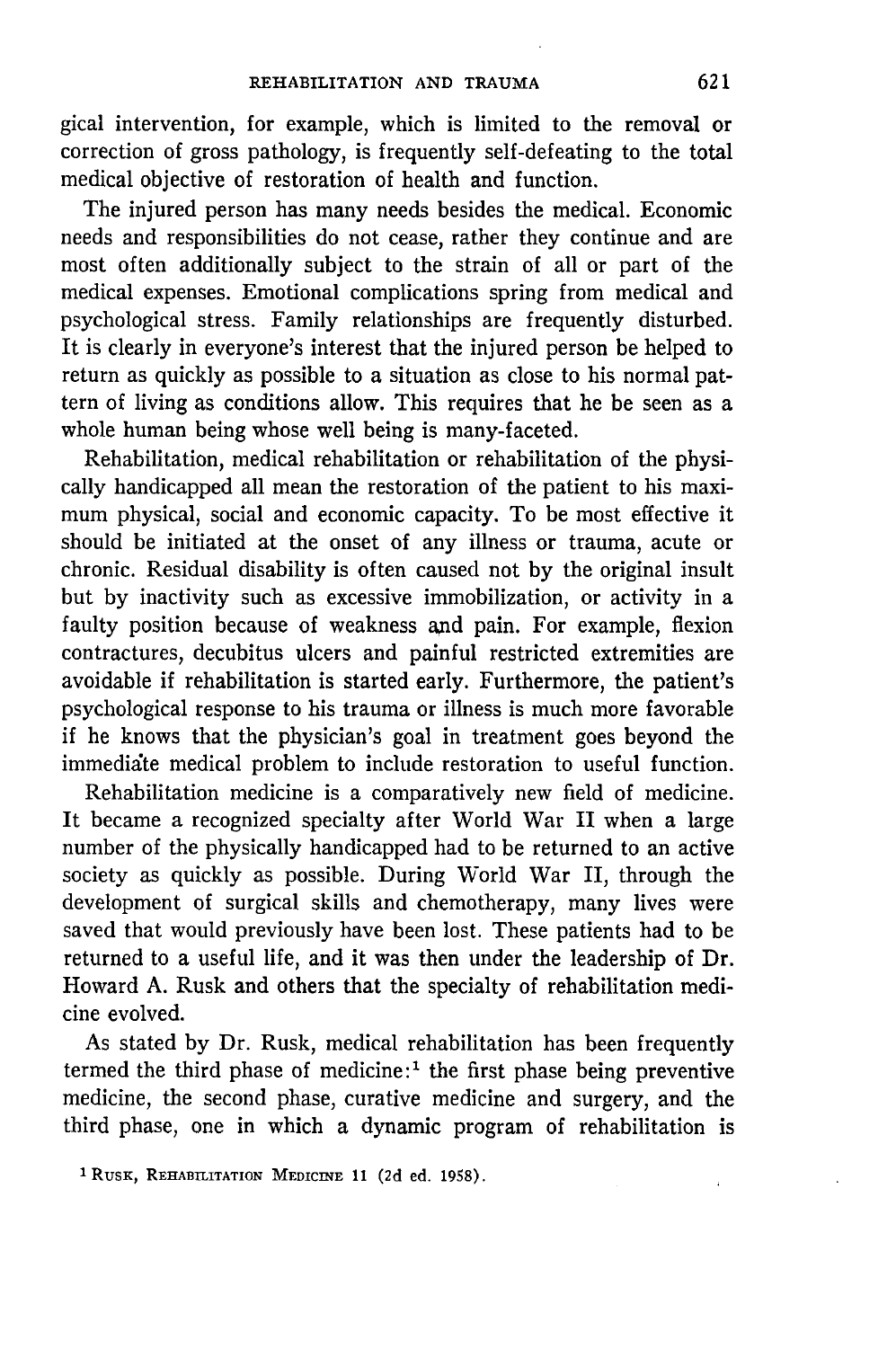gical intervention, for example, which is limited to the removal or correction of gross pathology, is frequently self-defeating to the total medical objective of restoration of health and function.

The injured person has many needs besides the medical. Economic needs and responsibilities do not cease, rather they continue and are most often additionally subject to the strain of all or part of the medical expenses. Emotional complications spring from medical and psychological stress. Family relationships are frequently disturbed. It is clearly in everyone's interest that the injured person be helped to return as quickly as possible to a situation as close to his normal pattern of living as conditions allow. This requires that he be seen as a whole human being whose well being is many-faceted.

Rehabilitation, medical rehabilitation or rehabilitation of the physically handicapped all mean the restoration of the patient to his maximum physical, social and economic capacity. To be most effective it should be initiated at the onset of any illness or trauma, acute or chronic. Residual disability is often caused not by the original insult but by inactivity such as excessive immobilization, or activity in a faulty position because of weakness and pain. For example, flexion contractures, decubitus ulcers and painful restricted extremities are avoidable if rehabilitation is started early. Furthermore, the patient's psychological response to his trauma or illness is much more favorable if he knows that the physician's goal in treatment goes beyond the immediate medical problem to include restoration to useful function.

Rehabilitation medicine is a comparatively new field of medicine. It became a recognized specialty after World War II when a large number of the physically handicapped had to be returned to an active society as quickly as possible. During World War II, through the development of surgical skills and chemotherapy, many lives were saved that would previously have been lost. These patients had to be returned to a useful life, and it was then under the leadership of Dr. Howard A. Rusk and others that the specialty of rehabilitation medicine evolved.

As stated by Dr. Rusk, medical rehabilitation has been frequently termed the third phase of medicine:[1] the first phase being preventive medicine, the second phase, curative medicine and surgery, and the third phase, one in which a dynamic program of rehabilitation is

[1] RUSK, REHABILITATION MEDICINE 11 (2d ed. 1958).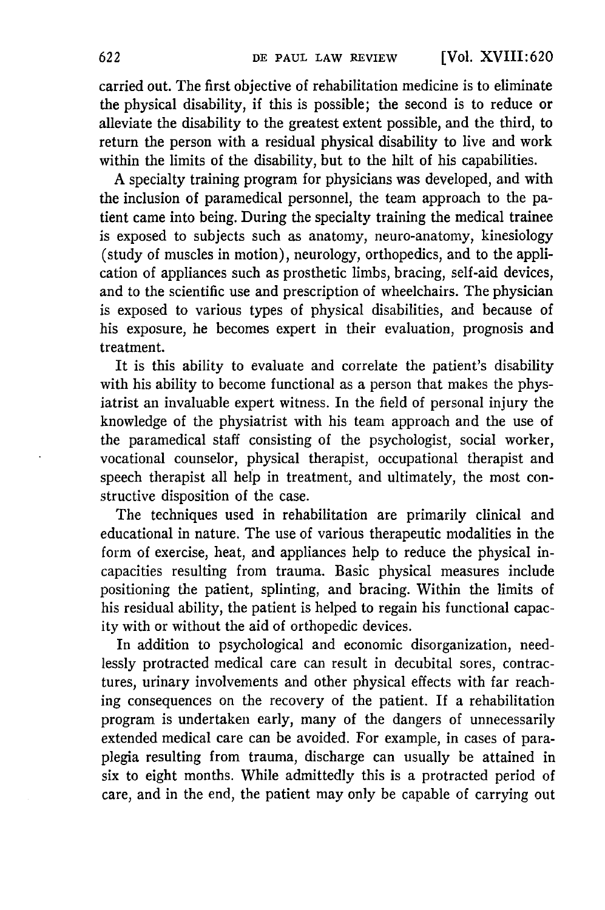carried out. The first objective of rehabilitation medicine is to eliminate the physical disability, if this is possible; the second is to reduce or alleviate the disability to the greatest extent possible, and the third, to return the person with a residual physical disability to live and work within the limits of the disability, but to the hilt of his capabilities.

A specialty training program for physicians was developed, and with the inclusion of paramedical personnel, the team approach to the patient came into being. During the specialty training the medical trainee is exposed to subjects such as anatomy, neuro-anatomy, kinesiology (study of muscles in motion), neurology, orthopedics, and to the application of appliances such as prosthetic limbs, bracing, self-aid devices, and to the scientific use and prescription of wheelchairs. The physician is exposed to various types of physical disabilities, and because of his exposure, he becomes expert in their evaluation, prognosis and treatment.

It is this ability to evaluate and correlate the patient's disability with his ability to become functional as a person that makes the physiatrist an invaluable expert witness. In the field of personal injury the knowledge of the physiatrist with his team approach and the use of the paramedical staff consisting of the psychologist, social worker, vocational counselor, physical therapist, occupational therapist and speech therapist all help in treatment, and ultimately, the most constructive disposition of the case.

The techniques used in rehabilitation are primarily clinical and educational in nature. The use of various therapeutic modalities in the form of exercise, heat, and appliances help to reduce the physical incapacities resulting from trauma. Basic physical measures include positioning the patient, splinting, and bracing. Within the limits of his residual ability, the patient is helped to regain his functional capacity with or without the aid of orthopedic devices.

In addition to psychological and economic disorganization, needlessly protracted medical care can result in decubital sores, contractures, urinary involvements and other physical effects with far reaching consequences on the recovery of the patient. If a rehabilitation program is undertaken early, many of the dangers of unnecessarily extended medical care can be avoided. For example, in cases of paraplegia resulting from trauma, discharge can usually be attained in six to eight months. While admittedly this is a protracted period of care, and in the end, the patient may only be capable of carrying out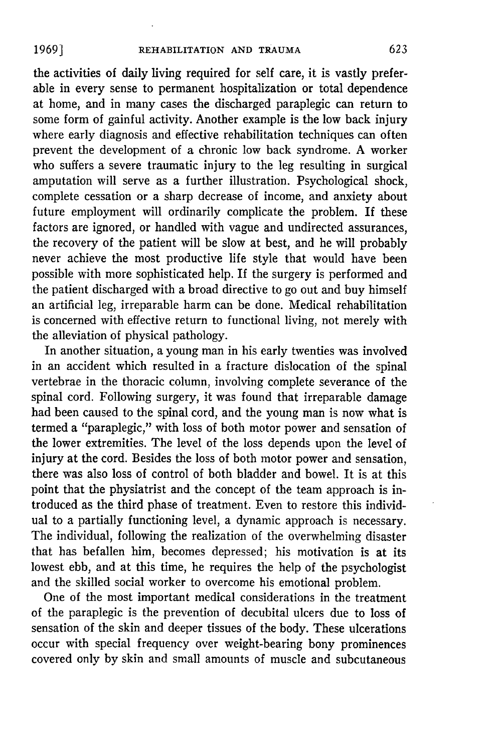the activities of daily living required for self care, it is vastly preferable in every sense to permanent hospitalization or total dependence at home, and in many cases the discharged paraplegic can return to some form of gainful activity. Another example is the low back injury where early diagnosis and effective rehabilitation techniques can often prevent the development of a chronic low back syndrome. A worker who suffers a severe traumatic injury to the leg resulting in surgical amputation will serve as a further illustration. Psychological shock, complete cessation or a sharp decrease of income, and anxiety about future employment will ordinarily complicate the problem. If these factors are ignored, or handled with vague and undirected assurances, the recovery of the patient will be slow at best, and he will probably never achieve the most productive life style that would have been possible with more sophisticated help. If the surgery is performed and the patient discharged with a broad directive to go out and buy himself an artificial leg, irreparable harm can be done. Medical rehabilitation is concerned with effective return to functional living, not merely with the alleviation of physical pathology.

In another situation, a young man in his early twenties was involved in an accident which resulted in a fracture dislocation of the spinal vertebrae in the thoracic column, involving complete severance of the spinal cord. Following surgery, it was found that irreparable damage had been caused to the spinal cord, and the young man is now what is termed a "paraplegic," with loss of both motor power and sensation of the lower extremities. The level of the loss depends upon the level of injury at the cord. Besides the loss of both motor power and sensation, there was also loss of control of both bladder and bowel. It is at this point that the physiatrist and the concept of the team approach is introduced as the third phase of treatment. Even to restore this individual to a partially functioning level, a dynamic approach is necessary. The individual, following the realization of the overwhelming disaster that has befallen him, becomes depressed; his motivation is at its lowest ebb, and at this time, he requires the help of the psychologist and the skilled social worker to overcome his emotional problem.

One of the most important medical considerations in the treatment of the paraplegic is the prevention of decubital ulcers due to loss of sensation of the skin and deeper tissues of the body. These ulcerations occur with special frequency over weight-bearing bony prominences covered only by skin and small amounts of muscle and subcutaneous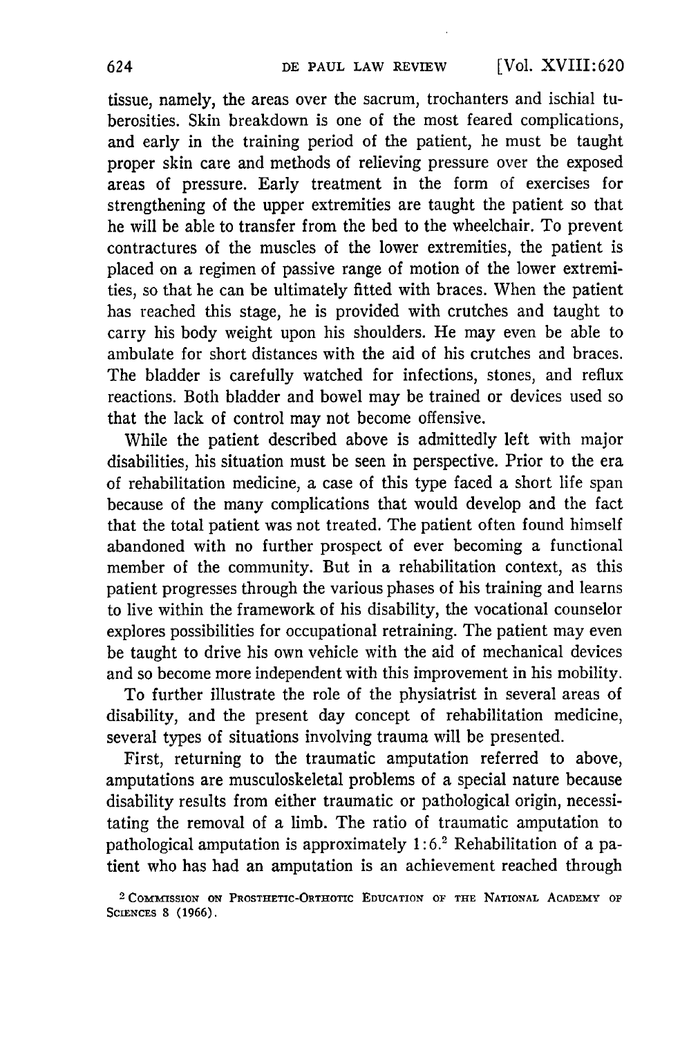tissue, namely, the areas over the sacrum, trochanters and ischial tuberosities. Skin breakdown is one of the most feared complications, and early in the training period of the patient, he must be taught proper skin care and methods of relieving pressure over the exposed areas of pressure. Early treatment in the form of exercises for strengthening of the upper extremities are taught the patient so that he will be able to transfer from the bed to the wheelchair. To prevent contractures of the muscles of the lower extremities, the patient is placed on a regimen of passive range of motion of the lower extremities, so that he can be ultimately fitted with braces. When the patient has reached this stage, he is provided with crutches and taught to carry his body weight upon his shoulders. He may even be able to ambulate for short distances with the aid of his crutches and braces. The bladder is carefully watched for infections, stones, and reflux reactions. Both bladder and bowel may be trained or devices used so that the lack of control may not become offensive.

While the patient described above is admittedly left with major disabilities, his situation must be seen in perspective. Prior to the era of rehabilitation medicine, a case of this type faced a short life span because of the many complications that would develop and the fact that the total patient was not treated. The patient often found himself abandoned with no further prospect of ever becoming a functional member of the community. But in a rehabilitation context, as this patient progresses through the various phases of his training and learns to live within the framework of his disability, the vocational counselor explores possibilities for occupational retraining. The patient may even be taught to drive his own vehicle with the aid of mechanical devices and so become more independent with this improvement in his mobility.

To further illustrate the role of the physiatrist in several areas of disability, and the present day concept of rehabilitation medicine, several types of situations involving trauma will be presented.

First, returning to the traumatic amputation referred to above, amputations are musculoskeletal problems of a special nature because disability results from either traumatic or pathological origin, necessitating the removal of a limb. The ratio of traumatic amputation to pathological amputation is approximately 1:6.[2] Rehabilitation of a patient who has had an amputation is an achievement reached through

[2] COMMISSION ON PROSTHETIC-ORTHOTIC EDUCATION OF THE NATIONAL ACADEMY OF SCIENCES 8 (1966).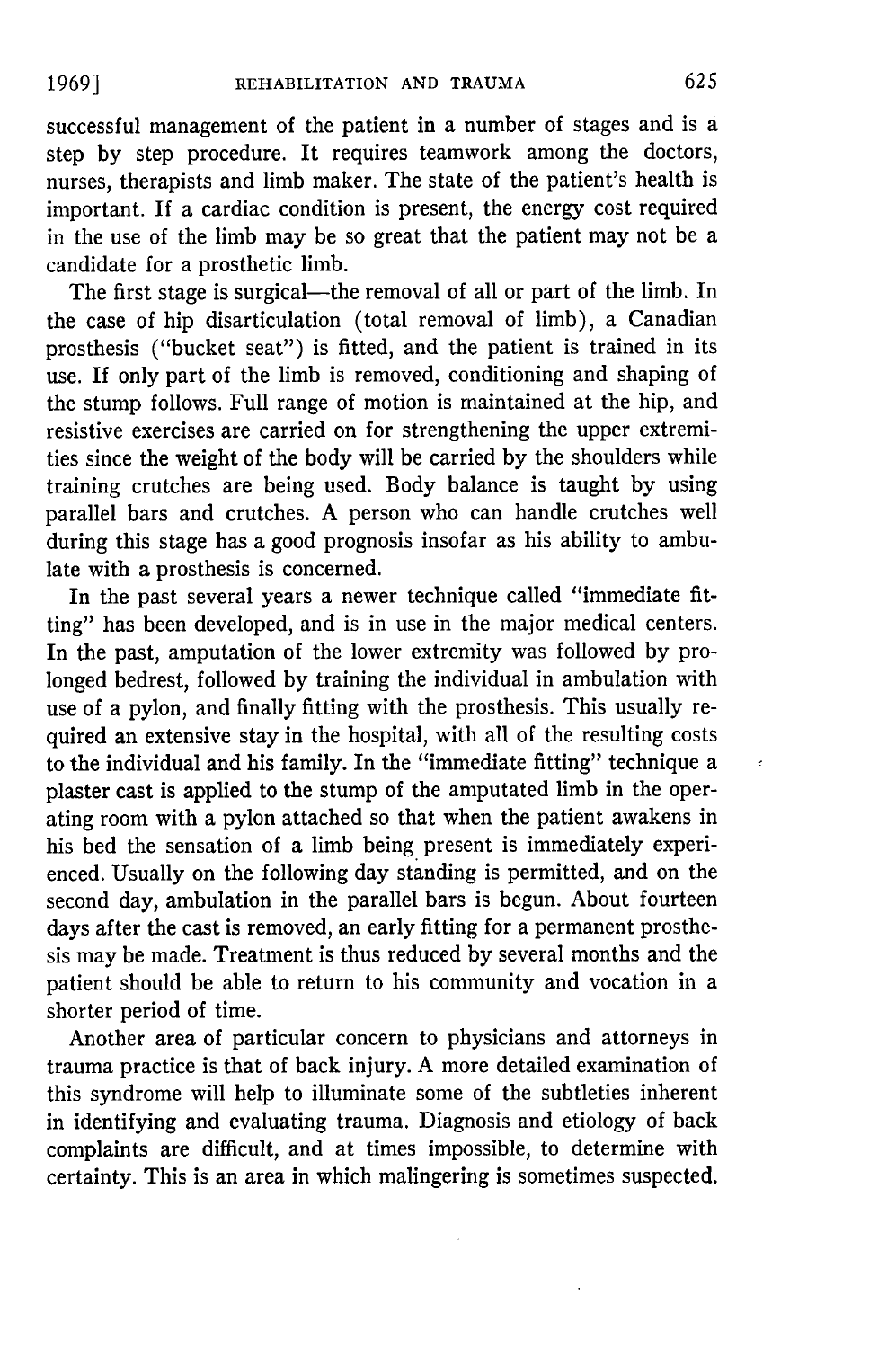successful management of the patient in a number of stages and is a step by step procedure. It requires teamwork among the doctors, nurses, therapists and limb maker. The state of the patient's health is important. If a cardiac condition is present, the energy cost required in the use of the limb may be so great that the patient may not be a candidate for a prosthetic limb.

The first stage is surgical—the removal of all or part of the limb. In the case of hip disarticulation (total removal of limb), a Canadian prosthesis ("bucket seat") is fitted, and the patient is trained in its use. If only part of the limb is removed, conditioning and shaping of the stump follows. Full range of motion is maintained at the hip, and resistive exercises are carried on for strengthening the upper extremities since the weight of the body will be carried by the shoulders while training crutches are being used. Body balance is taught by using parallel bars and crutches. A person who can handle crutches well during this stage has a good prognosis insofar as his ability to ambulate with a prosthesis is concerned.

In the past several years a newer technique called "immediate fitting" has been developed, and is in use in the major medical centers. In the past, amputation of the lower extremity was followed by prolonged bedrest, followed by training the individual in ambulation with use of a pylon, and finally fitting with the prosthesis. This usually required an extensive stay in the hospital, with all of the resulting costs to the individual and his family. In the "immediate fitting" technique a plaster cast is applied to the stump of the amputated limb in the operating room with a pylon attached so that when the patient awakens in his bed the sensation of a limb being present is immediately experienced. Usually on the following day standing is permitted, and on the second day, ambulation in the parallel bars is begun. About fourteen days after the cast is removed, an early fitting for a permanent prosthesis may be made. Treatment is thus reduced by several months and the patient should be able to return to his community and vocation in a shorter period of time.

Another area of particular concern to physicians and attorneys in trauma practice is that of back injury. A more detailed examination of this syndrome will help to illuminate some of the subtleties inherent in identifying and evaluating trauma. Diagnosis and etiology of back complaints are difficult, and at times impossible, to determine with certainty. This is an area in which malingering is sometimes suspected.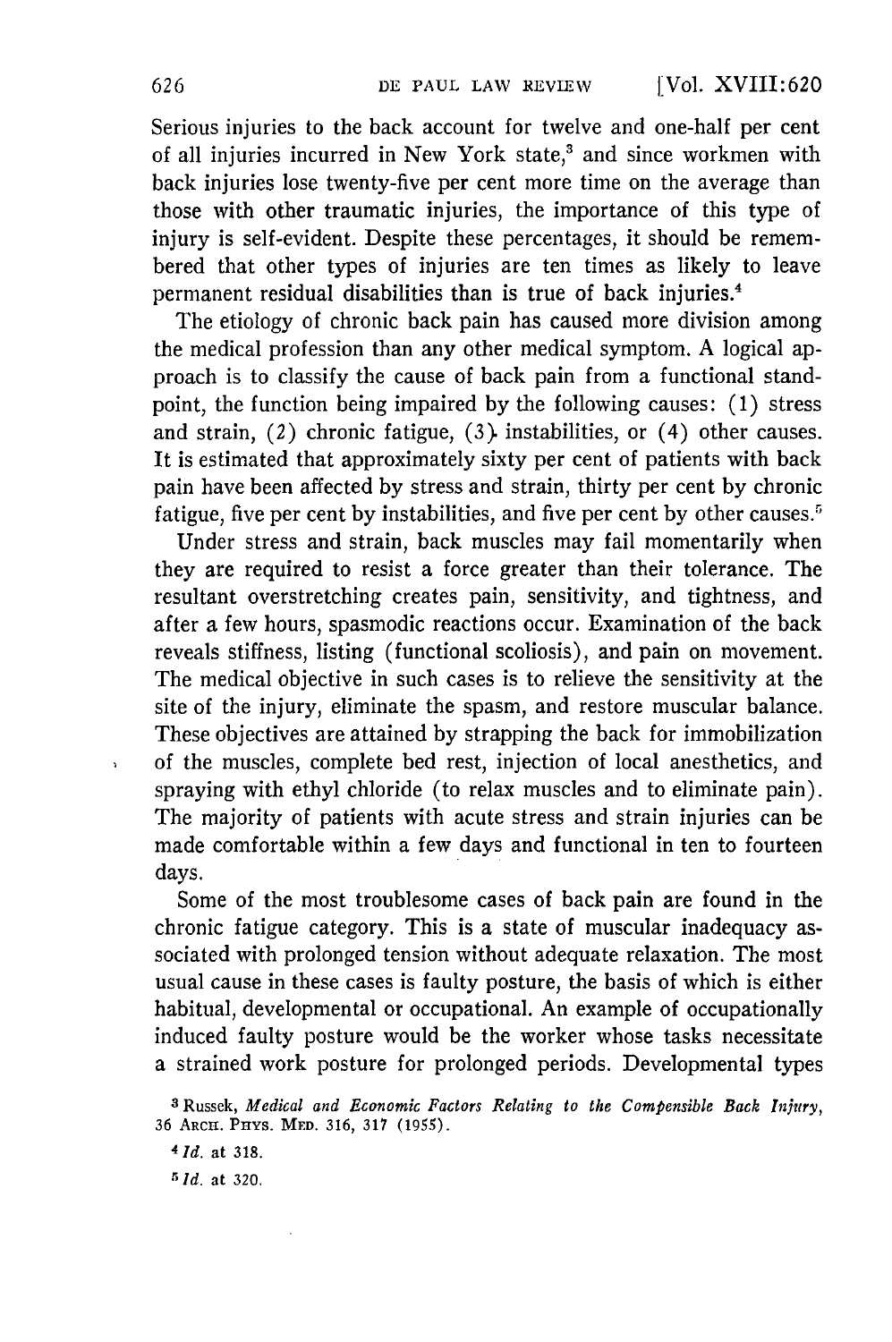Serious injuries to the back account for twelve and one-half per cent of all injuries incurred in New York state,[3] and since workmen with back injuries lose twenty-five per cent more time on the average than those with other traumatic injuries, the importance of this type of injury is self-evident. Despite these percentages, it should be remembered that other types of injuries are ten times as likely to leave permanent residual disabilities than is true of back injuries.[4]

The etiology of chronic back pain has caused more division among the medical profession than any other medical symptom. A logical approach is to classify the cause of back pain from a functional standpoint, the function being impaired by the following causes: (1) stress and strain, (2) chronic fatigue, (3) instabilities, or (4) other causes. It is estimated that approximately sixty per cent of patients with back pain have been affected by stress and strain, thirty per cent by chronic fatigue, five per cent by instabilities, and five per cent by other causes.[5]

Under stress and strain, back muscles may fail momentarily when they are required to resist a force greater than their tolerance. The resultant overstretching creates pain, sensitivity, and tightness, and after a few hours, spasmodic reactions occur. Examination of the back reveals stiffness, listing (functional scoliosis), and pain on movement. The medical objective in such cases is to relieve the sensitivity at the site of the injury, eliminate the spasm, and restore muscular balance. These objectives are attained by strapping the back for immobilization of the muscles, complete bed rest, injection of local anesthetics, and spraying with ethyl chloride (to relax muscles and to eliminate pain). The majority of patients with acute stress and strain injuries can be made comfortable within a few days and functional in ten to fourteen days.

Some of the most troublesome cases of back pain are found in the chronic fatigue category. This is a state of muscular inadequacy associated with prolonged tension without adequate relaxation. The most usual cause in these cases is faulty posture, the basis of which is either habitual, developmental or occupational. An example of occupationally induced faulty posture would be the worker whose tasks necessitate a strained work posture for prolonged periods. Developmental types

[3] Russek, *Medical and Economic Factors Relating to the Compensible Back Injury*, 36 ARCH. PHYS. MED. 316, 317 (1955).

[4] *Id.* at 318.

[5] *Id.* at 320.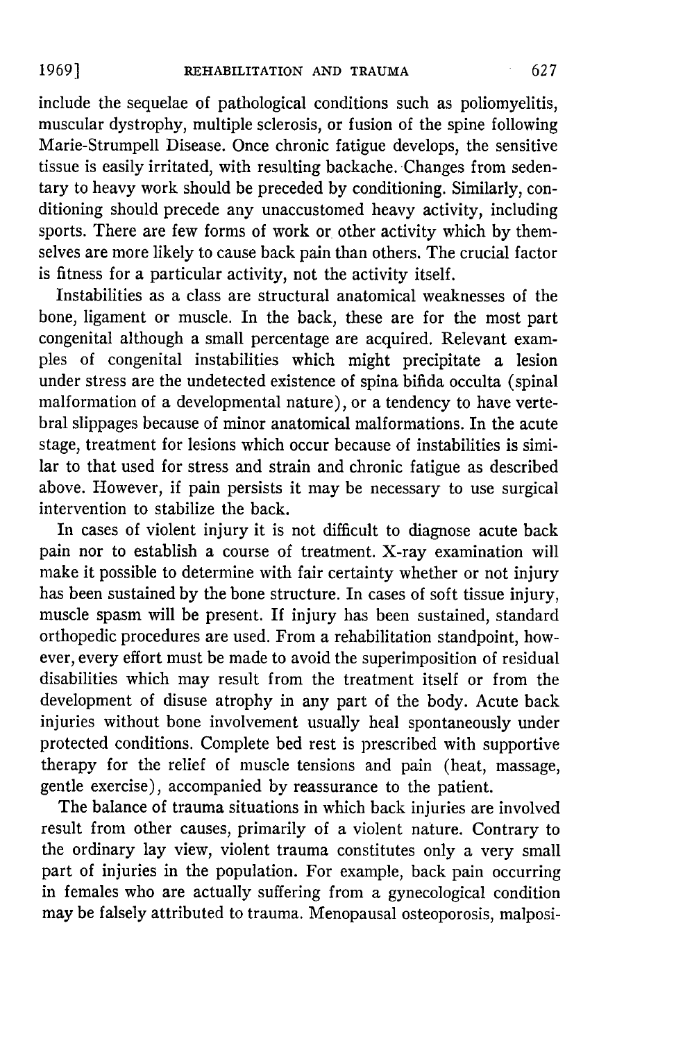include the sequelae of pathological conditions such as poliomyelitis, muscular dystrophy, multiple sclerosis, or fusion of the spine following Marie-Strumpell Disease. Once chronic fatigue develops, the sensitive tissue is easily irritated, with resulting backache. Changes from sedentary to heavy work should be preceded by conditioning. Similarly, conditioning should precede any unaccustomed heavy activity, including sports. There are few forms of work or other activity which by themselves are more likely to cause back pain than others. The crucial factor is fitness for a particular activity, not the activity itself.

Instabilities as a class are structural anatomical weaknesses of the bone, ligament or muscle. In the back, these are for the most part congenital although a small percentage are acquired. Relevant examples of congenital instabilities which might precipitate a lesion under stress are the undetected existence of spina bifida occulta (spinal malformation of a developmental nature), or a tendency to have vertebral slippages because of minor anatomical malformations. In the acute stage, treatment for lesions which occur because of instabilities is similar to that used for stress and strain and chronic fatigue as described above. However, if pain persists it may be necessary to use surgical intervention to stabilize the back.

In cases of violent injury it is not difficult to diagnose acute back pain nor to establish a course of treatment. X-ray examination will make it possible to determine with fair certainty whether or not injury has been sustained by the bone structure. In cases of soft tissue injury, muscle spasm will be present. If injury has been sustained, standard orthopedic procedures are used. From a rehabilitation standpoint, however, every effort must be made to avoid the superimposition of residual disabilities which may result from the treatment itself or from the development of disuse atrophy in any part of the body. Acute back injuries without bone involvement usually heal spontaneously under protected conditions. Complete bed rest is prescribed with supportive therapy for the relief of muscle tensions and pain (heat, massage, gentle exercise), accompanied by reassurance to the patient.

The balance of trauma situations in which back injuries are involved result from other causes, primarily of a violent nature. Contrary to the ordinary lay view, violent trauma constitutes only a very small part of injuries in the population. For example, back pain occurring in females who are actually suffering from a gynecological condition may be falsely attributed to trauma. Menopausal osteoporosis, malposi-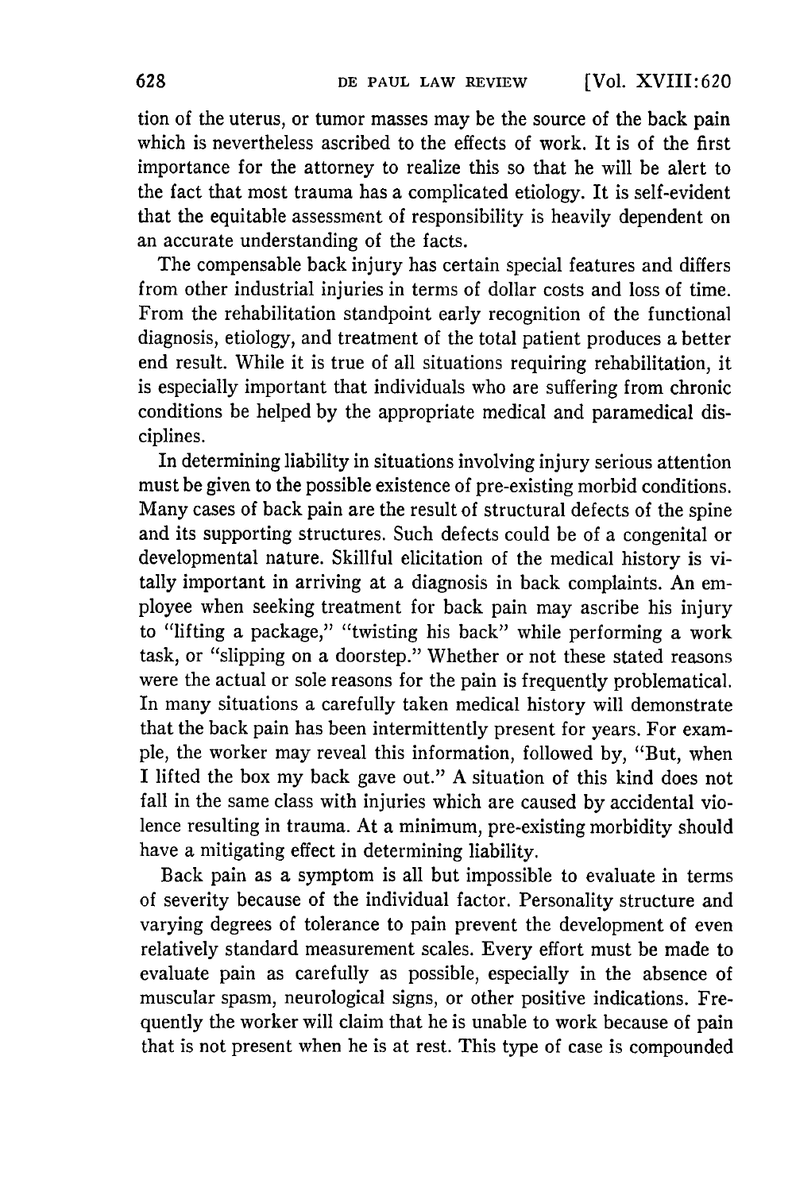tion of the uterus, or tumor masses may be the source of the back pain which is nevertheless ascribed to the effects of work. It is of the first importance for the attorney to realize this so that he will be alert to the fact that most trauma has a complicated etiology. It is self-evident that the equitable assessment of responsibility is heavily dependent on an accurate understanding of the facts.

The compensable back injury has certain special features and differs from other industrial injuries in terms of dollar costs and loss of time. From the rehabilitation standpoint early recognition of the functional diagnosis, etiology, and treatment of the total patient produces a better end result. While it is true of all situations requiring rehabilitation, it is especially important that individuals who are suffering from chronic conditions be helped by the appropriate medical and paramedical disciplines.

In determining liability in situations involving injury serious attention must be given to the possible existence of pre-existing morbid conditions. Many cases of back pain are the result of structural defects of the spine and its supporting structures. Such defects could be of a congenital or developmental nature. Skillful elicitation of the medical history is vitally important in arriving at a diagnosis in back complaints. An employee when seeking treatment for back pain may ascribe his injury to "lifting a package," "twisting his back" while performing a work task, or "slipping on a doorstep." Whether or not these stated reasons were the actual or sole reasons for the pain is frequently problematical. In many situations a carefully taken medical history will demonstrate that the back pain has been intermittently present for years. For example, the worker may reveal this information, followed by, "But, when I lifted the box my back gave out." A situation of this kind does not fall in the same class with injuries which are caused by accidental violence resulting in trauma. At a minimum, pre-existing morbidity should have a mitigating effect in determining liability.

Back pain as a symptom is all but impossible to evaluate in terms of severity because of the individual factor. Personality structure and varying degrees of tolerance to pain prevent the development of even relatively standard measurement scales. Every effort must be made to evaluate pain as carefully as possible, especially in the absence of muscular spasm, neurological signs, or other positive indications. Frequently the worker will claim that he is unable to work because of pain that is not present when he is at rest. This type of case is compounded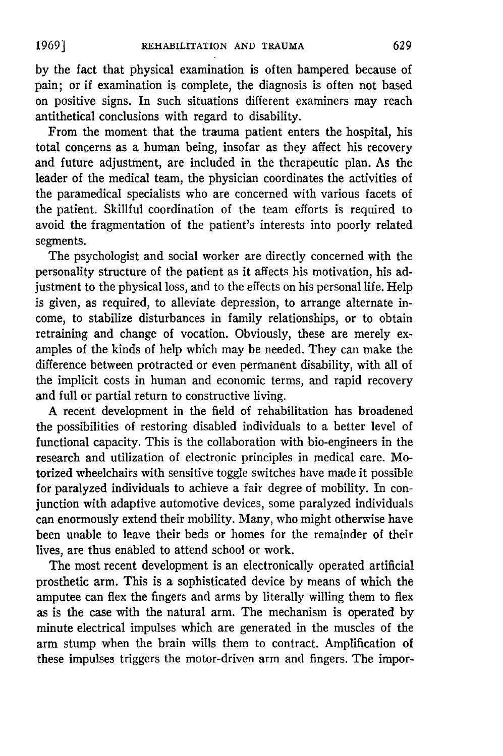by the fact that physical examination is often hampered because of pain; or if examination is complete, the diagnosis is often not based on positive signs. In such situations different examiners may reach antithetical conclusions with regard to disability.

From the moment that the trauma patient enters the hospital, his total concerns as a human being, insofar as they affect his recovery and future adjustment, are included in the therapeutic plan. As the leader of the medical team, the physician coordinates the activities of the paramedical specialists who are concerned with various facets of the patient. Skillful coordination of the team efforts is required to avoid the fragmentation of the patient's interests into poorly related segments.

The psychologist and social worker are directly concerned with the personality structure of the patient as it affects his motivation, his adjustment to the physical loss, and to the effects on his personal life. Help is given, as required, to alleviate depression, to arrange alternate income, to stabilize disturbances in family relationships, or to obtain retraining and change of vocation. Obviously, these are merely examples of the kinds of help which may be needed. They can make the difference between protracted or even permanent disability, with all of the implicit costs in human and economic terms, and rapid recovery and full or partial return to constructive living.

A recent development in the field of rehabilitation has broadened the possibilities of restoring disabled individuals to a better level of functional capacity. This is the collaboration with bio-engineers in the research and utilization of electronic principles in medical care. Motorized wheelchairs with sensitive toggle switches have made it possible for paralyzed individuals to achieve a fair degree of mobility. In conjunction with adaptive automotive devices, some paralyzed individuals can enormously extend their mobility. Many, who might otherwise have been unable to leave their beds or homes for the remainder of their lives, are thus enabled to attend school or work.

The most recent development is an electronically operated artificial prosthetic arm. This is a sophisticated device by means of which the amputee can flex the fingers and arms by literally willing them to flex as is the case with the natural arm. The mechanism is operated by minute electrical impulses which are generated in the muscles of the arm stump when the brain wills them to contract. Amplification of these impulses triggers the motor-driven arm and fingers. The impor-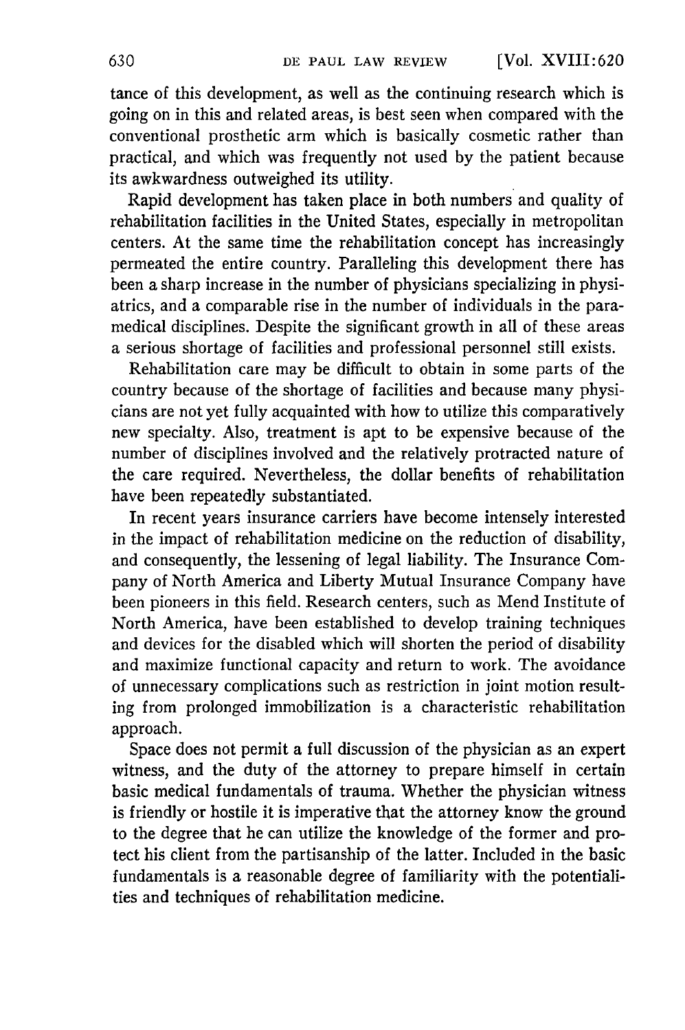tance of this development, as well as the continuing research which is going on in this and related areas, is best seen when compared with the conventional prosthetic arm which is basically cosmetic rather than practical, and which was frequently not used by the patient because its awkwardness outweighed its utility.

Rapid development has taken place in both numbers and quality of rehabilitation facilities in the United States, especially in metropolitan centers. At the same time the rehabilitation concept has increasingly permeated the entire country. Paralleling this development there has been a sharp increase in the number of physicians specializing in physiatrics, and a comparable rise in the number of individuals in the paramedical disciplines. Despite the significant growth in all of these areas a serious shortage of facilities and professional personnel still exists.

Rehabilitation care may be difficult to obtain in some parts of the country because of the shortage of facilities and because many physicians are not yet fully acquainted with how to utilize this comparatively new specialty. Also, treatment is apt to be expensive because of the number of disciplines involved and the relatively protracted nature of the care required. Nevertheless, the dollar benefits of rehabilitation have been repeatedly substantiated.

In recent years insurance carriers have become intensely interested in the impact of rehabilitation medicine on the reduction of disability, and consequently, the lessening of legal liability. The Insurance Company of North America and Liberty Mutual Insurance Company have been pioneers in this field. Research centers, such as Mend Institute of North America, have been established to develop training techniques and devices for the disabled which will shorten the period of disability and maximize functional capacity and return to work. The avoidance of unnecessary complications such as restriction in joint motion resulting from prolonged immobilization is a characteristic rehabilitation approach.

Space does not permit a full discussion of the physician as an expert witness, and the duty of the attorney to prepare himself in certain basic medical fundamentals of trauma. Whether the physician witness is friendly or hostile it is imperative that the attorney know the ground to the degree that he can utilize the knowledge of the former and protect his client from the partisanship of the latter. Included in the basic fundamentals is a reasonable degree of familiarity with the potentialities and techniques of rehabilitation medicine.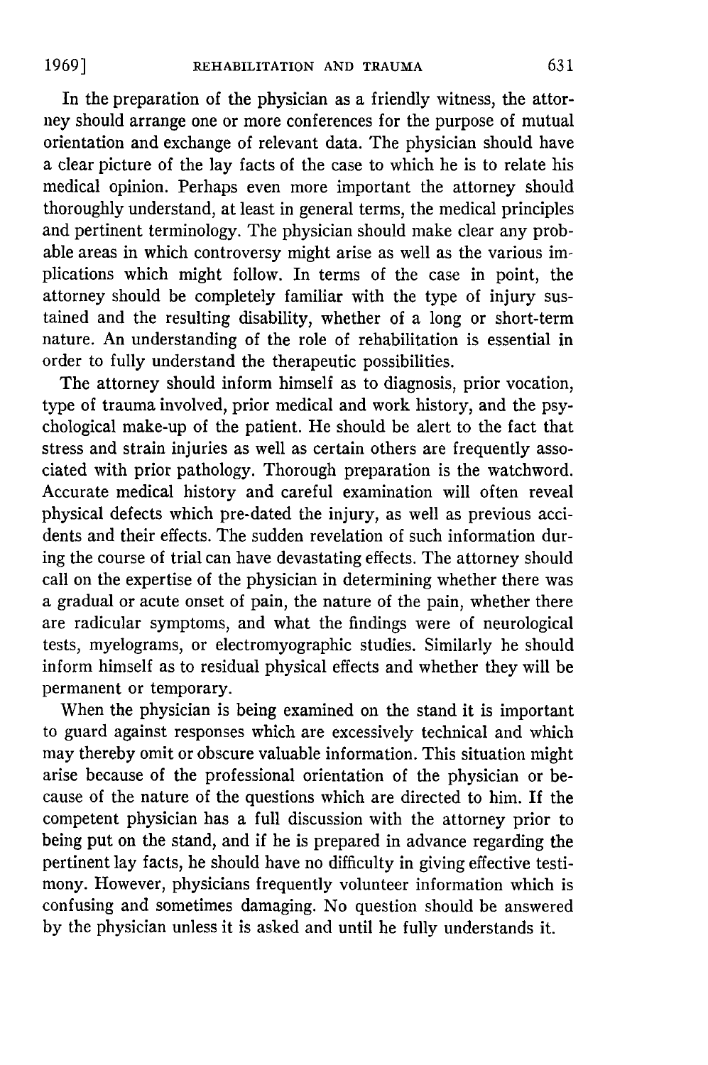In the preparation of the physician as a friendly witness, the attorney should arrange one or more conferences for the purpose of mutual orientation and exchange of relevant data. The physician should have a clear picture of the lay facts of the case to which he is to relate his medical opinion. Perhaps even more important the attorney should thoroughly understand, at least in general terms, the medical principles and pertinent terminology. The physician should make clear any probable areas in which controversy might arise as well as the various implications which might follow. In terms of the case in point, the attorney should be completely familiar with the type of injury sustained and the resulting disability, whether of a long or short-term nature. An understanding of the role of rehabilitation is essential in order to fully understand the therapeutic possibilities.

The attorney should inform himself as to diagnosis, prior vocation, type of trauma involved, prior medical and work history, and the psychological make-up of the patient. He should be alert to the fact that stress and strain injuries as well as certain others are frequently associated with prior pathology. Thorough preparation is the watchword. Accurate medical history and careful examination will often reveal physical defects which pre-dated the injury, as well as previous accidents and their effects. The sudden revelation of such information during the course of trial can have devastating effects. The attorney should call on the expertise of the physician in determining whether there was a gradual or acute onset of pain, the nature of the pain, whether there are radicular symptoms, and what the findings were of neurological tests, myelograms, or electromyographic studies. Similarly he should inform himself as to residual physical effects and whether they will be permanent or temporary.

When the physician is being examined on the stand it is important to guard against responses which are excessively technical and which may thereby omit or obscure valuable information. This situation might arise because of the professional orientation of the physician or because of the nature of the questions which are directed to him. If the competent physician has a full discussion with the attorney prior to being put on the stand, and if he is prepared in advance regarding the pertinent lay facts, he should have no difficulty in giving effective testimony. However, physicians frequently volunteer information which is confusing and sometimes damaging. No question should be answered by the physician unless it is asked and until he fully understands it.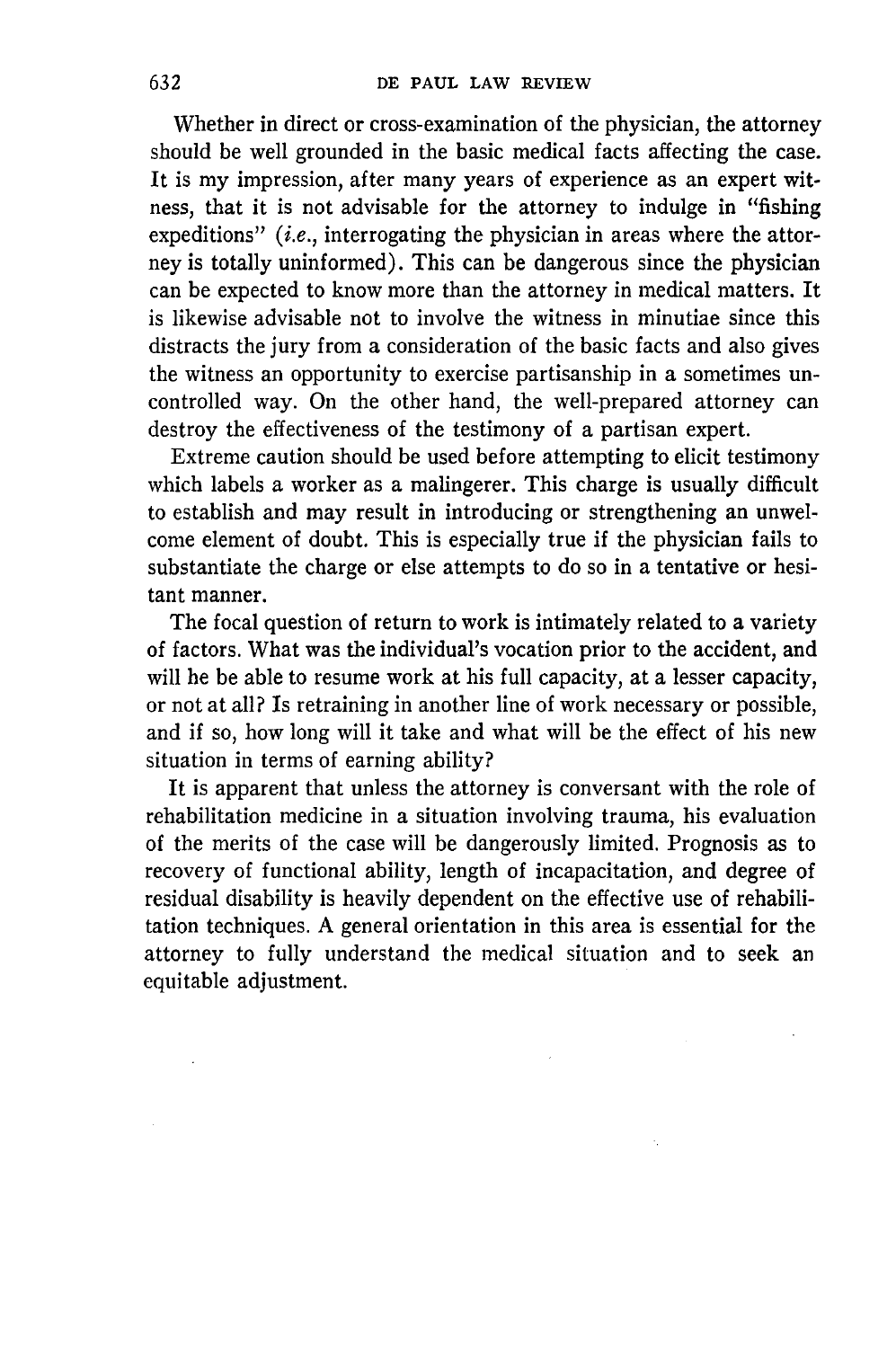Whether in direct or cross-examination of the physician, the attorney should be well grounded in the basic medical facts affecting the case. It is my impression, after many years of experience as an expert witness, that it is not advisable for the attorney to indulge in "fishing expeditions" (*i.e.*, interrogating the physician in areas where the attorney is totally uninformed). This can be dangerous since the physician can be expected to know more than the attorney in medical matters. It is likewise advisable not to involve the witness in minutiae since this distracts the jury from a consideration of the basic facts and also gives the witness an opportunity to exercise partisanship in a sometimes uncontrolled way. On the other hand, the well-prepared attorney can destroy the effectiveness of the testimony of a partisan expert.

Extreme caution should be used before attempting to elicit testimony which labels a worker as a malingerer. This charge is usually difficult to establish and may result in introducing or strengthening an unwelcome element of doubt. This is especially true if the physician fails to substantiate the charge or else attempts to do so in a tentative or hesitant manner.

The focal question of return to work is intimately related to a variety of factors. What was the individual's vocation prior to the accident, and will he be able to resume work at his full capacity, at a lesser capacity, or not at all? Is retraining in another line of work necessary or possible, and if so, how long will it take and what will be the effect of his new situation in terms of earning ability?

It is apparent that unless the attorney is conversant with the role of rehabilitation medicine in a situation involving trauma, his evaluation of the merits of the case will be dangerously limited. Prognosis as to recovery of functional ability, length of incapacitation, and degree of residual disability is heavily dependent on the effective use of rehabilitation techniques. A general orientation in this area is essential for the attorney to fully understand the medical situation and to seek an equitable adjustment.